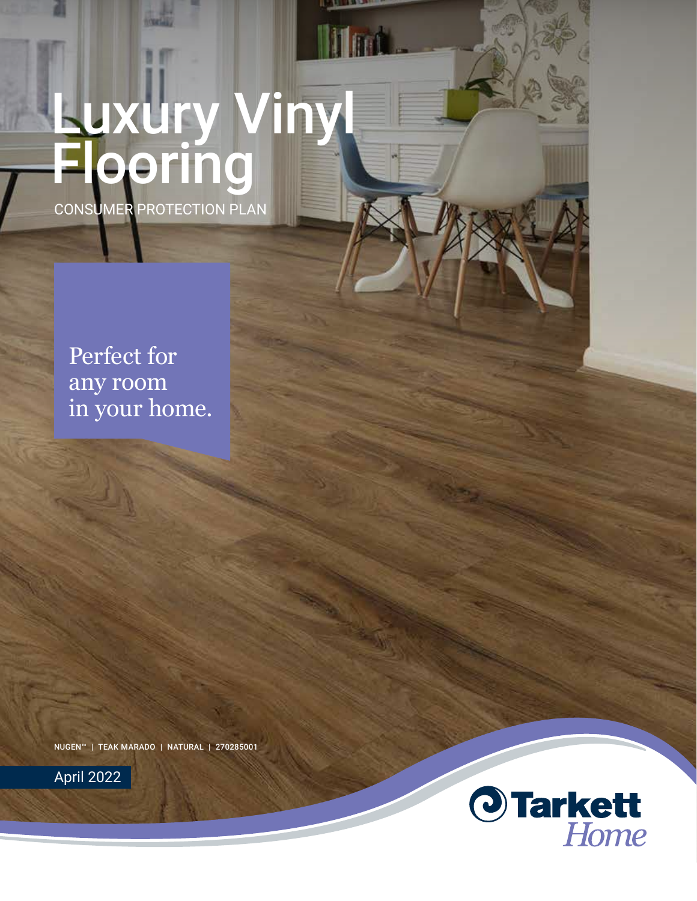# Luxury Vinyl Flooring

CONSUMER PROTECTION PLAN

Perfect for any room in your home.

NUGEN™ | TEAK MARADO | NATURAL | 270285001

April 2022

Tarkett Home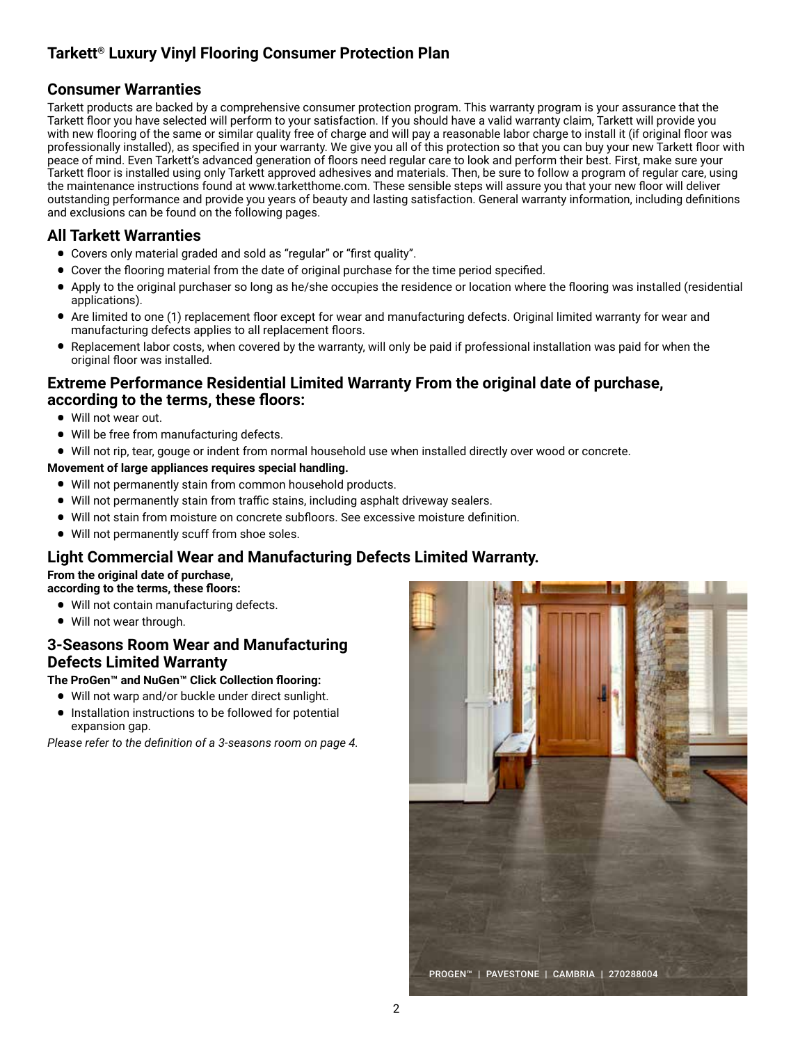# Tarkett® Luxury Vinyl Flooring Consumer Protection Plan

## Consumer Warranties

Tarkett products are backed by a comprehensive consumer protection program. This warranty program is your assurance that the Tarkett floor you have selected will perform to your satisfaction. If you should have a valid warranty claim, Tarkett will provide you with new flooring of the same or similar quality free of charge and will pay a reasonable labor charge to install it (if original floor was professionally installed), as specified in your warranty. We give you all of this protection so that you can buy your new Tarkett floor with peace of mind. Even Tarkett's advanced generation of floors need regular care to look and perform their best. First, make sure your Tarkett floor is installed using only Tarkett approved adhesives and materials. Then, be sure to follow a program of regular care, using the maintenance instructions found at www.tarketthome.com. These sensible steps will assure you that your new floor will deliver outstanding performance and provide you years of beauty and lasting satisfaction. General warranty information, including definitions and exclusions can be found on the following pages.

## All Tarkett Warranties

- Covers only material graded and sold as "regular" or "first quality".
- Cover the flooring material from the date of original purchase for the time period specified.
- Apply to the original purchaser so long as he/she occupies the residence or location where the flooring was installed (residential applications).
- Are limited to one (1) replacement floor except for wear and manufacturing defects. Original limited warranty for wear and manufacturing defects applies to all replacement floors.
- Replacement labor costs, when covered by the warranty, will only be paid if professional installation was paid for when the original floor was installed.

## Extreme Performance Residential Limited Warranty From the original date of purchase, according to the terms, these floors:

- Will not wear out.
- Will be free from manufacturing defects.
- Will not rip, tear, gouge or indent from normal household use when installed directly over wood or concrete.

**Movement of large appliances requires special handling.**

- Will not permanently stain from common household products.
- Will not permanently stain from traffic stains, including asphalt driveway sealers.
- Will not stain from moisture on concrete subfloors. See excessive moisture definition.
- Will not permanently scuff from shoe soles.

## Light Commercial Wear and Manufacturing Defects Limited Warranty.

**From the original date of purchase, according to the terms, these floors:**

- Will not contain manufacturing defects.
- Will not wear through.

## 3-Seasons Room Wear and Manufacturing Defects Limited Warranty

**The ProGen™ and NuGen™ Click Collection flooring:**

- Will not warp and/or buckle under direct sunlight.
- Installation instructions to be followed for potential expansion gap.

*Please refer to the definition of a 3-seasons room on page 4.*

PROGEN™ | PAVESTONE | CAMBRIA | 270288004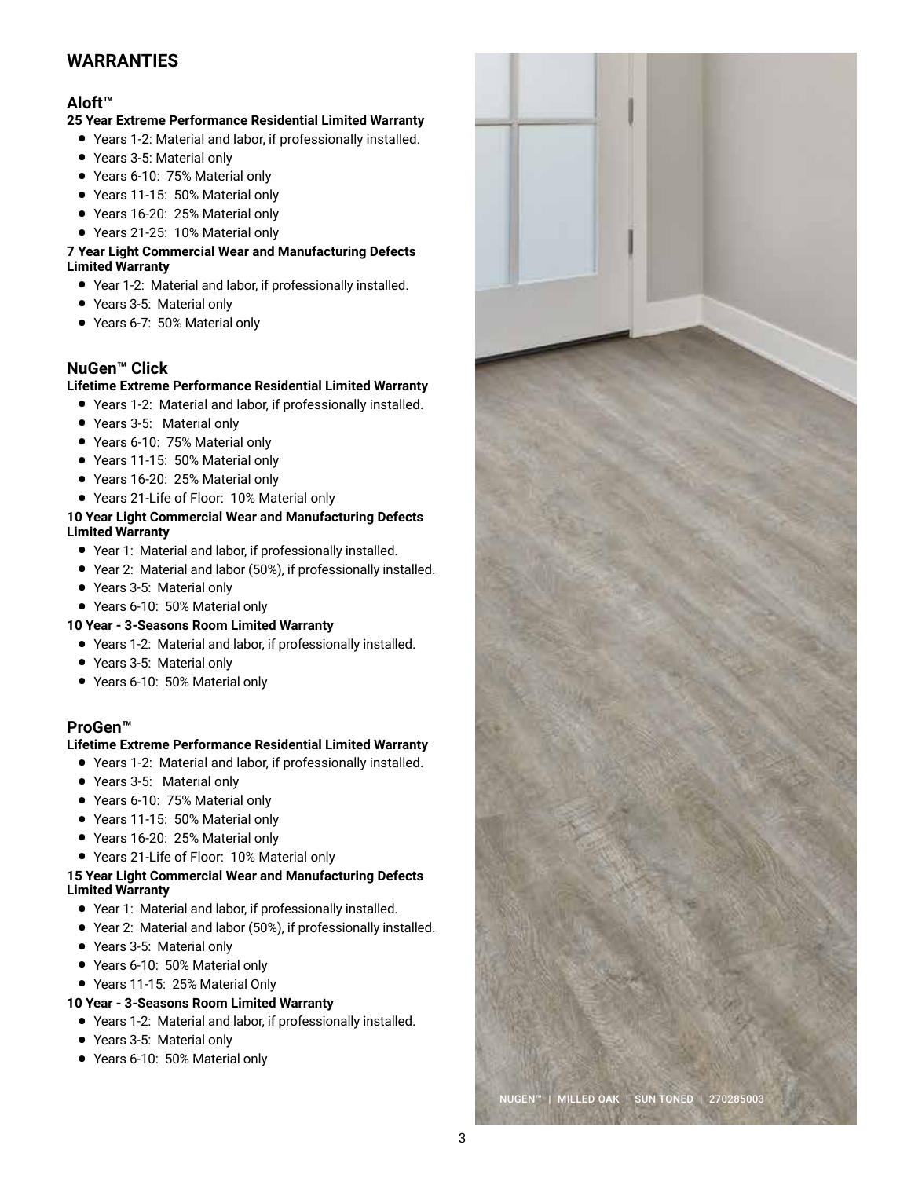# WARRANTIES

## Aloft™

**25 Year Extreme Performance Residential Limited Warranty**

- Years 1-2: Material and labor, if professionally installed.
- Years 3-5: Material only
- Years 6-10: 75% Material only
- Years 11-15: 50% Material only
- Years 16-20: 25% Material only
- Years 21-25: 10% Material only

**7 Year Light Commercial Wear and Manufacturing Defects Limited Warranty**

- Year 1-2: Material and labor, if professionally installed.
- Years 3-5: Material only
- Years 6-7: 50% Material only

## NuGen™ Click

**Lifetime Extreme Performance Residential Limited Warranty**

- Years 1-2: Material and labor, if professionally installed.
- Years 3-5: Material only
- Years 6-10: 75% Material only
- Years 11-15: 50% Material only
- Years 16-20: 25% Material only
- Years 21-Life of Floor: 10% Material only

**10 Year Light Commercial Wear and Manufacturing Defects Limited Warranty**

- Year 1: Material and labor, if professionally installed.
- Year 2: Material and labor (50%), if professionally installed.
- Years 3-5: Material only
- Years 6-10: 50% Material only

**10 Year - 3-Seasons Room Limited Warranty**

- Years 1-2: Material and labor, if professionally installed.
- Years 3-5: Material only
- Years 6-10: 50% Material only

## ProGen™

**Lifetime Extreme Performance Residential Limited Warranty**

- Years 1-2: Material and labor, if professionally installed.
- Years 3-5: Material only
- Years 6-10: 75% Material only
- Years 11-15: 50% Material only
- Years 16-20: 25% Material only
- Years 21-Life of Floor: 10% Material only

**15 Year Light Commercial Wear and Manufacturing Defects Limited Warranty**

- Year 1: Material and labor, if professionally installed.
- Year 2: Material and labor (50%), if professionally installed.
- Years 3-5: Material only
- Years 6-10: 50% Material only
- Years 11-15: 25% Material Only

**10 Year - 3-Seasons Room Limited Warranty**

- Years 1-2: Material and labor, if professionally installed.
- Years 3-5: Material only
- Years 6-10: 50% Material only

NUGEN™ | MILLED OAK | SUN TONED | 270285003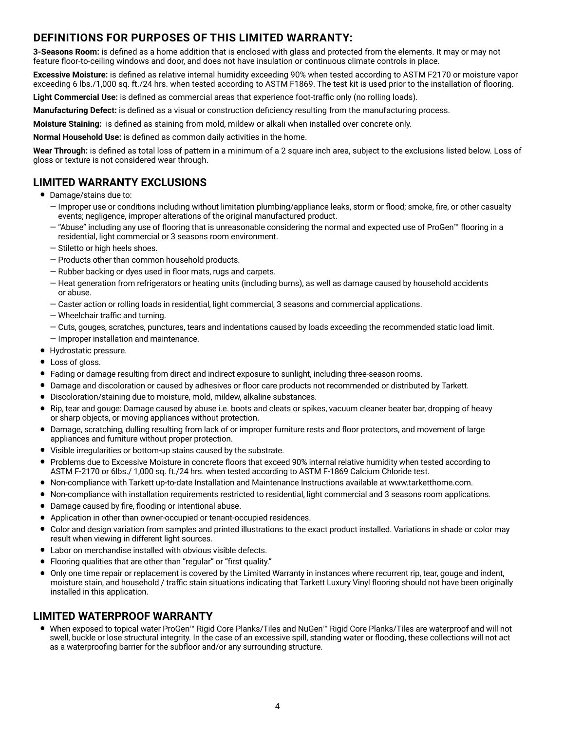## DEFINITIONS FOR PURPOSES OF THIS LIMITED WARRANTY:

**3-Seasons Room:** is defined as a home addition that is enclosed with glass and protected from the elements. It may or may not feature floor-to-ceiling windows and door, and does not have insulation or continuous climate controls in place.

**Excessive Moisture:** is defined as relative internal humidity exceeding 90% when tested according to ASTM F2170 or moisture vapor exceeding 6 lbs./1,000 sq. ft./24 hrs. when tested according to ASTM F1869. The test kit is used prior to the installation of flooring.

**Light Commercial Use:** is defined as commercial areas that experience foot-traffic only (no rolling loads).

**Manufacturing Defect:** is defined as a visual or construction deficiency resulting from the manufacturing process.

**Moisture Staining:** is defined as staining from mold, mildew or alkali when installed over concrete only.

**Normal Household Use:** is defined as common daily activities in the home.

**Wear Through:** is defined as total loss of pattern in a minimum of a 2 square inch area, subject to the exclusions listed below. Loss of gloss or texture is not considered wear through.

## LIMITED WARRANTY EXCLUSIONS

- Damage/stains due to:
  - Improper use or conditions including without limitation plumbing/appliance leaks, storm or flood; smoke, fire, or other casualty events; negligence, improper alterations of the original manufactured product.
  - "Abuse" including any use of flooring that is unreasonable considering the normal and expected use of ProGen™ flooring in a residential, light commercial or 3 seasons room environment.
  - Stiletto or high heels shoes.
  - Products other than common household products.
  - Rubber backing or dyes used in floor mats, rugs and carpets.
  - Heat generation from refrigerators or heating units (including burns), as well as damage caused by household accidents or abuse.
  - Caster action or rolling loads in residential, light commercial, 3 seasons and commercial applications.
  - Wheelchair traffic and turning.
  - Cuts, gouges, scratches, punctures, tears and indentations caused by loads exceeding the recommended static load limit.
  - Improper installation and maintenance.
- Hydrostatic pressure.
- Loss of gloss.
- Fading or damage resulting from direct and indirect exposure to sunlight, including three-season rooms.
- Damage and discoloration or caused by adhesives or floor care products not recommended or distributed by Tarkett.
- Discoloration/staining due to moisture, mold, mildew, alkaline substances.
- Rip, tear and gouge: Damage caused by abuse i.e. boots and cleats or spikes, vacuum cleaner beater bar, dropping of heavy or sharp objects, or moving appliances without protection.
- Damage, scratching, dulling resulting from lack of or improper furniture rests and floor protectors, and movement of large appliances and furniture without proper protection.
- Visible irregularities or bottom-up stains caused by the substrate.
- Problems due to Excessive Moisture in concrete floors that exceed 90% internal relative humidity when tested according to ASTM F-2170 or 6lbs./ 1,000 sq. ft./24 hrs. when tested according to ASTM F-1869 Calcium Chloride test.
- Non-compliance with Tarkett up-to-date Installation and Maintenance Instructions available at www.tarketthome.com.
- Non-compliance with installation requirements restricted to residential, light commercial and 3 seasons room applications.
- Damage caused by fire, flooding or intentional abuse.
- Application in other than owner-occupied or tenant-occupied residences.
- Color and design variation from samples and printed illustrations to the exact product installed. Variations in shade or color may result when viewing in different light sources.
- Labor on merchandise installed with obvious visible defects.
- Flooring qualities that are other than "regular" or "first quality."
- Only one time repair or replacement is covered by the Limited Warranty in instances where recurrent rip, tear, gouge and indent, moisture stain, and household / traffic stain situations indicating that Tarkett Luxury Vinyl flooring should not have been originally installed in this application.

## LIMITED WATERPROOF WARRANTY

- When exposed to topical water ProGen™ Rigid Core Planks/Tiles and NuGen™ Rigid Core Planks/Tiles are waterproof and will not swell, buckle or lose structural integrity. In the case of an excessive spill, standing water or flooding, these collections will not act as a waterproofing barrier for the subfloor and/or any surrounding structure.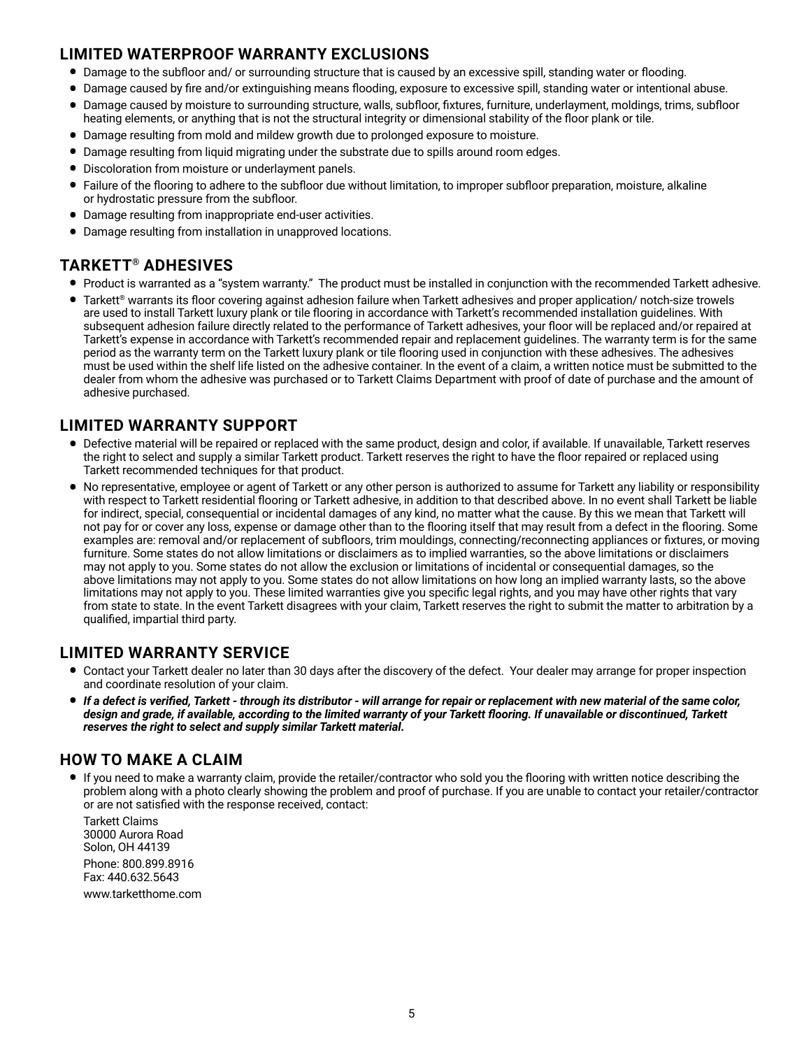## LIMITED WATERPROOF WARRANTY EXCLUSIONS

- Damage to the subfloor and/ or surrounding structure that is caused by an excessive spill, standing water or flooding.
- Damage caused by fire and/or extinguishing means flooding, exposure to excessive spill, standing water or intentional abuse.
- Damage caused by moisture to surrounding structure, walls, subfloor, fixtures, furniture, underlayment, moldings, trims, subfloor heating elements, or anything that is not the structural integrity or dimensional stability of the floor plank or tile.
- Damage resulting from mold and mildew growth due to prolonged exposure to moisture.
- Damage resulting from liquid migrating under the substrate due to spills around room edges.
- Discoloration from moisture or underlayment panels.
- Failure of the flooring to adhere to the subfloor due without limitation, to improper subfloor preparation, moisture, alkaline or hydrostatic pressure from the subfloor.
- Damage resulting from inappropriate end-user activities.
- Damage resulting from installation in unapproved locations.

## TARKETT® ADHESIVES

- Product is warranted as a "system warranty." The product must be installed in conjunction with the recommended Tarkett adhesive.
- Tarkett® warrants its floor covering against adhesion failure when Tarkett adhesives and proper application/ notch-size trowels are used to install Tarkett luxury plank or tile flooring in accordance with Tarkett's recommended installation guidelines. With subsequent adhesion failure directly related to the performance of Tarkett adhesives, your floor will be replaced and/or repaired at Tarkett's expense in accordance with Tarkett's recommended repair and replacement guidelines. The warranty term is for the same period as the warranty term on the Tarkett luxury plank or tile flooring used in conjunction with these adhesives. The adhesives must be used within the shelf life listed on the adhesive container. In the event of a claim, a written notice must be submitted to the dealer from whom the adhesive was purchased or to Tarkett Claims Department with proof of date of purchase and the amount of adhesive purchased.

## LIMITED WARRANTY SUPPORT

- Defective material will be repaired or replaced with the same product, design and color, if available. If unavailable, Tarkett reserves the right to select and supply a similar Tarkett product. Tarkett reserves the right to have the floor repaired or replaced using Tarkett recommended techniques for that product.
- No representative, employee or agent of Tarkett or any other person is authorized to assume for Tarkett any liability or responsibility with respect to Tarkett residential flooring or Tarkett adhesive, in addition to that described above. In no event shall Tarkett be liable for indirect, special, consequential or incidental damages of any kind, no matter what the cause. By this we mean that Tarkett will not pay for or cover any loss, expense or damage other than to the flooring itself that may result from a defect in the flooring. Some examples are: removal and/or replacement of subfloors, trim mouldings, connecting/reconnecting appliances or fixtures, or moving furniture. Some states do not allow limitations or disclaimers as to implied warranties, so the above limitations or disclaimers may not apply to you. Some states do not allow the exclusion or limitations of incidental or consequential damages, so the above limitations may not apply to you. Some states do not allow limitations on how long an implied warranty lasts, so the above limitations may not apply to you. These limited warranties give you specific legal rights, and you may have other rights that vary from state to state. In the event Tarkett disagrees with your claim, Tarkett reserves the right to submit the matter to arbitration by a qualified, impartial third party.

## LIMITED WARRANTY SERVICE

- Contact your Tarkett dealer no later than 30 days after the discovery of the defect. Your dealer may arrange for proper inspection and coordinate resolution of your claim.
- ***If a defect is verified, Tarkett - through its distributor - will arrange for repair or replacement with new material of the same color, design and grade, if available, according to the limited warranty of your Tarkett flooring. If unavailable or discontinued, Tarkett reserves the right to select and supply similar Tarkett material.***

## HOW TO MAKE A CLAIM

- If you need to make a warranty claim, provide the retailer/contractor who sold you the flooring with written notice describing the problem along with a photo clearly showing the problem and proof of purchase. If you are unable to contact your retailer/contractor or are not satisfied with the response received, contact:

  Tarkett Claims
  30000 Aurora Road
  Solon, OH 44139

  Phone: 800.899.8916
  Fax: 440.632.5643

  www.tarketthome.com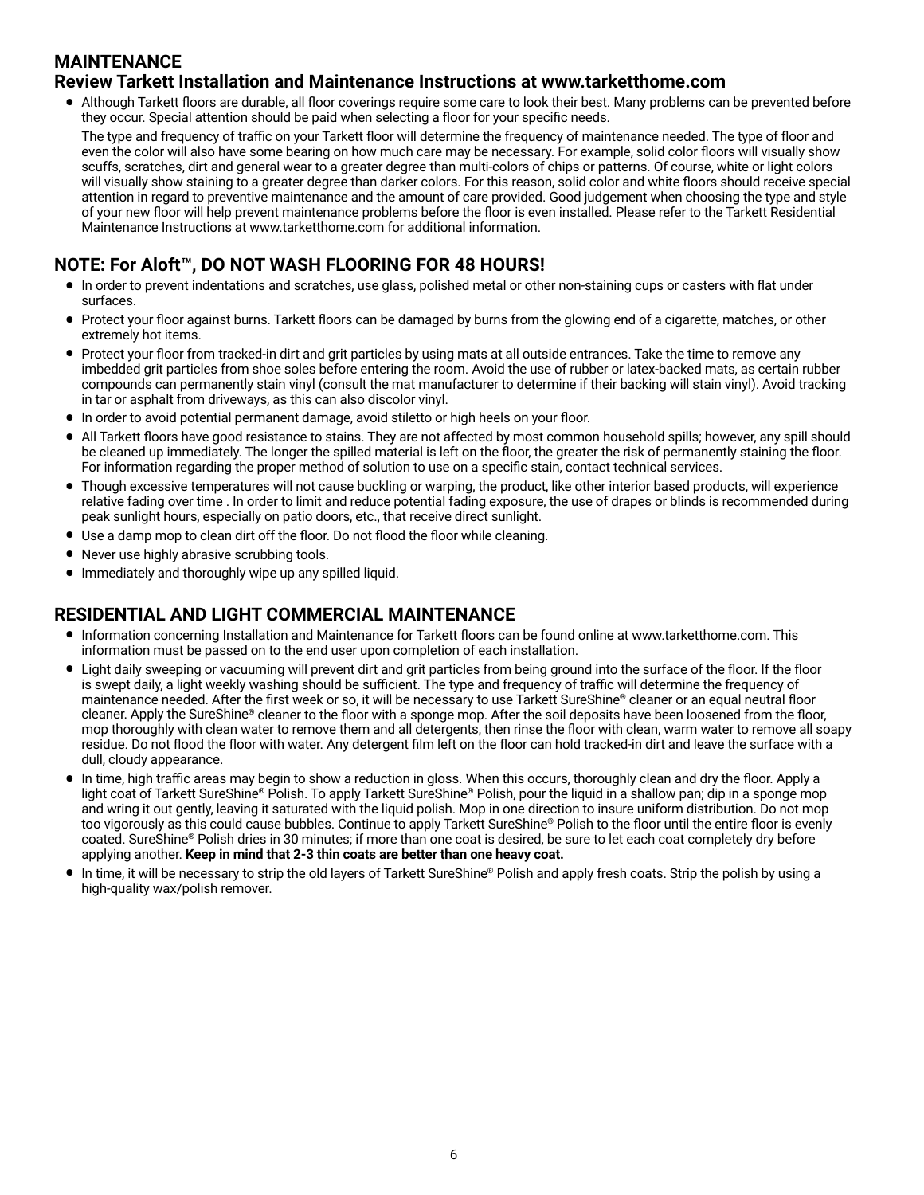## MAINTENANCE

### Review Tarkett Installation and Maintenance Instructions at www.tarketthome.com

- Although Tarkett floors are durable, all floor coverings require some care to look their best. Many problems can be prevented before they occur. Special attention should be paid when selecting a floor for your specific needs.

  The type and frequency of traffic on your Tarkett floor will determine the frequency of maintenance needed. The type of floor and even the color will also have some bearing on how much care may be necessary. For example, solid color floors will visually show scuffs, scratches, dirt and general wear to a greater degree than multi-colors of chips or patterns. Of course, white or light colors will visually show staining to a greater degree than darker colors. For this reason, solid color and white floors should receive special attention in regard to preventive maintenance and the amount of care provided. Good judgement when choosing the type and style of your new floor will help prevent maintenance problems before the floor is even installed. Please refer to the Tarkett Residential Maintenance Instructions at www.tarketthome.com for additional information.

## NOTE: For Aloft™, DO NOT WASH FLOORING FOR 48 HOURS!

- In order to prevent indentations and scratches, use glass, polished metal or other non-staining cups or casters with flat under surfaces.
- Protect your floor against burns. Tarkett floors can be damaged by burns from the glowing end of a cigarette, matches, or other extremely hot items.
- Protect your floor from tracked-in dirt and grit particles by using mats at all outside entrances. Take the time to remove any imbedded grit particles from shoe soles before entering the room. Avoid the use of rubber or latex-backed mats, as certain rubber compounds can permanently stain vinyl (consult the mat manufacturer to determine if their backing will stain vinyl). Avoid tracking in tar or asphalt from driveways, as this can also discolor vinyl.
- In order to avoid potential permanent damage, avoid stiletto or high heels on your floor.
- All Tarkett floors have good resistance to stains. They are not affected by most common household spills; however, any spill should be cleaned up immediately. The longer the spilled material is left on the floor, the greater the risk of permanently staining the floor. For information regarding the proper method of solution to use on a specific stain, contact technical services.
- Though excessive temperatures will not cause buckling or warping, the product, like other interior based products, will experience relative fading over time . In order to limit and reduce potential fading exposure, the use of drapes or blinds is recommended during peak sunlight hours, especially on patio doors, etc., that receive direct sunlight.
- Use a damp mop to clean dirt off the floor. Do not flood the floor while cleaning.
- Never use highly abrasive scrubbing tools.
- Immediately and thoroughly wipe up any spilled liquid.

## RESIDENTIAL AND LIGHT COMMERCIAL MAINTENANCE

- Information concerning Installation and Maintenance for Tarkett floors can be found online at www.tarketthome.com. This information must be passed on to the end user upon completion of each installation.
- Light daily sweeping or vacuuming will prevent dirt and grit particles from being ground into the surface of the floor. If the floor is swept daily, a light weekly washing should be sufficient. The type and frequency of traffic will determine the frequency of maintenance needed. After the first week or so, it will be necessary to use Tarkett SureShine® cleaner or an equal neutral floor cleaner. Apply the SureShine® cleaner to the floor with a sponge mop. After the soil deposits have been loosened from the floor, mop thoroughly with clean water to remove them and all detergents, then rinse the floor with clean, warm water to remove all soapy residue. Do not flood the floor with water. Any detergent film left on the floor can hold tracked-in dirt and leave the surface with a dull, cloudy appearance.
- In time, high traffic areas may begin to show a reduction in gloss. When this occurs, thoroughly clean and dry the floor. Apply a light coat of Tarkett SureShine® Polish. To apply Tarkett SureShine® Polish, pour the liquid in a shallow pan; dip in a sponge mop and wring it out gently, leaving it saturated with the liquid polish. Mop in one direction to insure uniform distribution. Do not mop too vigorously as this could cause bubbles. Continue to apply Tarkett SureShine® Polish to the floor until the entire floor is evenly coated. SureShine® Polish dries in 30 minutes; if more than one coat is desired, be sure to let each coat completely dry before applying another. **Keep in mind that 2-3 thin coats are better than one heavy coat.**
- In time, it will be necessary to strip the old layers of Tarkett SureShine® Polish and apply fresh coats. Strip the polish by using a high-quality wax/polish remover.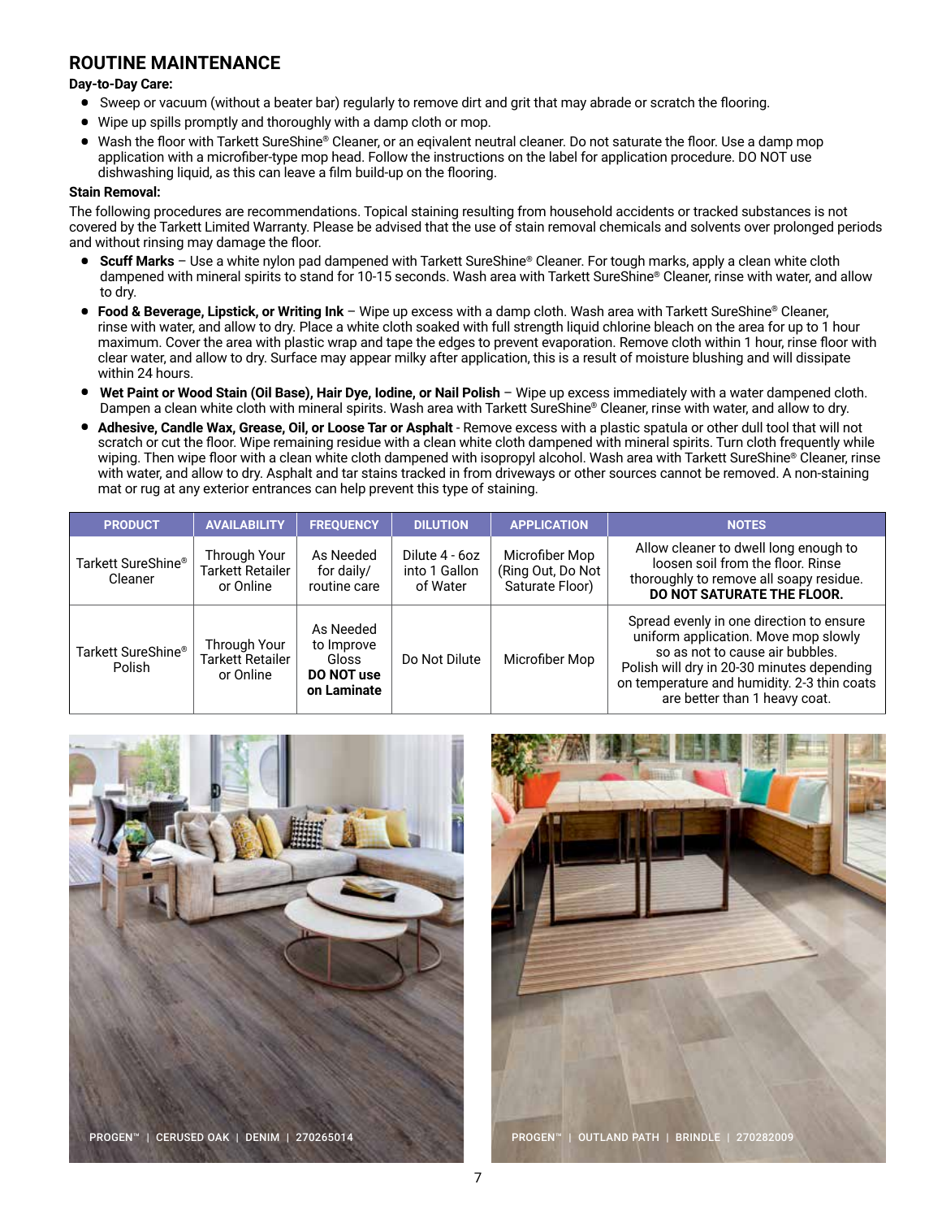## ROUTINE MAINTENANCE

**Day-to-Day Care:**

- Sweep or vacuum (without a beater bar) regularly to remove dirt and grit that may abrade or scratch the flooring.
- Wipe up spills promptly and thoroughly with a damp cloth or mop.
- Wash the floor with Tarkett SureShine® Cleaner, or an eqivalent neutral cleaner. Do not saturate the floor. Use a damp mop application with a microfiber-type mop head. Follow the instructions on the label for application procedure. DO NOT use dishwashing liquid, as this can leave a film build-up on the flooring.

**Stain Removal:**

The following procedures are recommendations. Topical staining resulting from household accidents or tracked substances is not covered by the Tarkett Limited Warranty. Please be advised that the use of stain removal chemicals and solvents over prolonged periods and without rinsing may damage the floor.

- **Scuff Marks** – Use a white nylon pad dampened with Tarkett SureShine® Cleaner. For tough marks, apply a clean white cloth dampened with mineral spirits to stand for 10-15 seconds. Wash area with Tarkett SureShine® Cleaner, rinse with water, and allow to dry.
- **Food & Beverage, Lipstick, or Writing Ink** – Wipe up excess with a damp cloth. Wash area with Tarkett SureShine® Cleaner, rinse with water, and allow to dry. Place a white cloth soaked with full strength liquid chlorine bleach on the area for up to 1 hour maximum. Cover the area with plastic wrap and tape the edges to prevent evaporation. Remove cloth within 1 hour, rinse floor with clear water, and allow to dry. Surface may appear milky after application, this is a result of moisture blushing and will dissipate within 24 hours.
- **Wet Paint or Wood Stain (Oil Base), Hair Dye, Iodine, or Nail Polish** – Wipe up excess immediately with a water dampened cloth. Dampen a clean white cloth with mineral spirits. Wash area with Tarkett SureShine® Cleaner, rinse with water, and allow to dry.
- **Adhesive, Candle Wax, Grease, Oil, or Loose Tar or Asphalt** - Remove excess with a plastic spatula or other dull tool that will not scratch or cut the floor. Wipe remaining residue with a clean white cloth dampened with mineral spirits. Turn cloth frequently while wiping. Then wipe floor with a clean white cloth dampened with isopropyl alcohol. Wash area with Tarkett SureShine® Cleaner, rinse with water, and allow to dry. Asphalt and tar stains tracked in from driveways or other sources cannot be removed. A non-staining mat or rug at any exterior entrances can help prevent this type of staining.

| PRODUCT | AVAILABILITY | FREQUENCY | DILUTION | APPLICATION | NOTES |
|---|---|---|---|---|---|
| Tarkett SureShine® Cleaner | Through Your Tarkett Retailer or Online | As Needed for daily/ routine care | Dilute 4 - 6oz into 1 Gallon of Water | Microfiber Mop (Ring Out, Do Not Saturate Floor) | Allow cleaner to dwell long enough to loosen soil from the floor. Rinse thoroughly to remove all soapy residue. **DO NOT SATURATE THE FLOOR.** |
| Tarkett SureShine® Polish | Through Your Tarkett Retailer or Online | As Needed to Improve Gloss **DO NOT use on Laminate** | Do Not Dilute | Microfiber Mop | Spread evenly in one direction to ensure uniform application. Move mop slowly so as not to cause air bubbles. Polish will dry in 20-30 minutes depending on temperature and humidity. 2-3 thin coats are better than 1 heavy coat. |

PROGEN™ | CERUSED OAK | DENIM | 270265014

PROGEN™ | OUTLAND PATH | BRINDLE | 270282009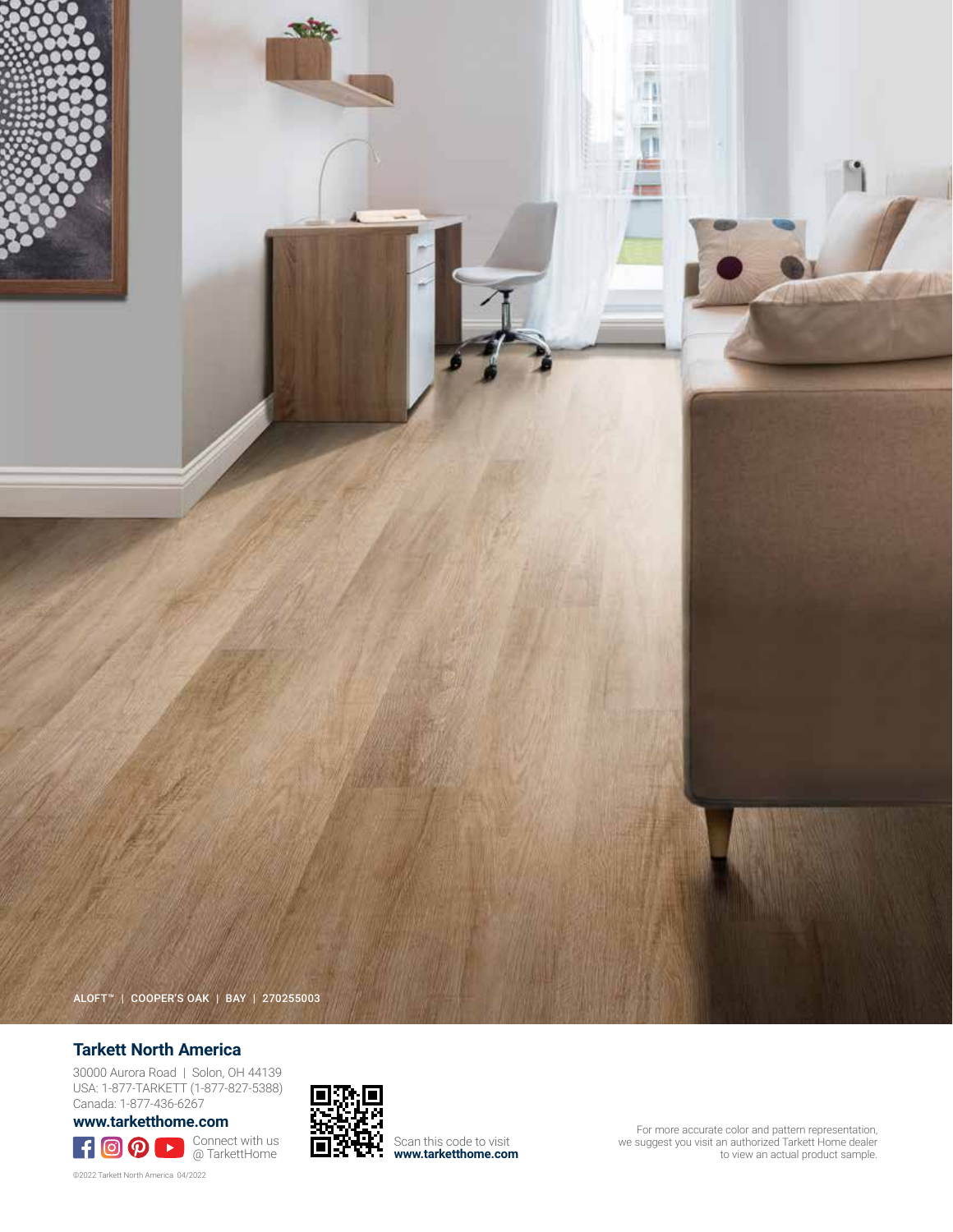ALOFT™ | COOPER'S OAK | BAY | 270255003

## Tarkett North America

30000 Aurora Road | Solon, OH 44139
USA: 1-877-TARKETT (1-877-827-5388)
Canada: 1-877-436-6267

**www.tarketthome.com**

Connect with us @ TarkettHome

Scan this code to visit **www.tarketthome.com**

For more accurate color and pattern representation, we suggest you visit an authorized Tarkett Home dealer to view an actual product sample.

©2022 Tarkett North America 04/2022